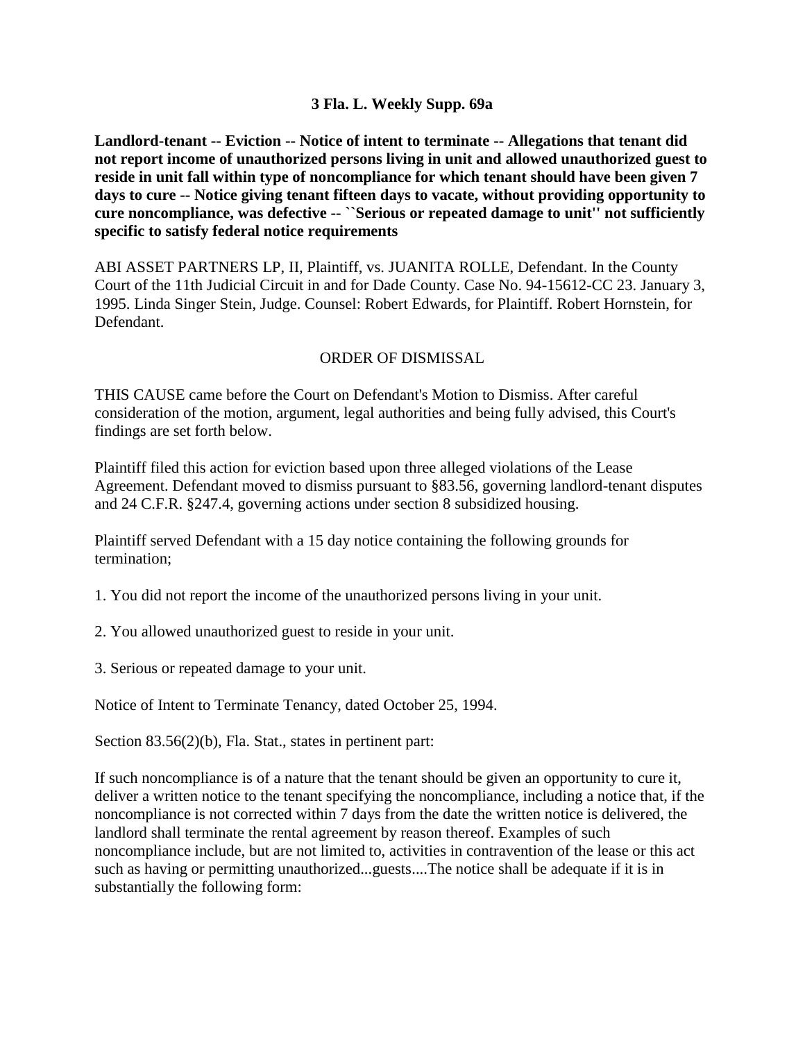**3 Fla. L. Weekly Supp. 69a**

**Landlord-tenant -- Eviction -- Notice of intent to terminate -- Allegations that tenant did not report income of unauthorized persons living in unit and allowed unauthorized guest to reside in unit fall within type of noncompliance for which tenant should have been given 7 days to cure -- Notice giving tenant fifteen days to vacate, without providing opportunity to cure noncompliance, was defective -- ``Serious or repeated damage to unit'' not sufficiently specific to satisfy federal notice requirements**

ABI ASSET PARTNERS LP, II, Plaintiff, vs. JUANITA ROLLE, Defendant. In the County Court of the 11th Judicial Circuit in and for Dade County. Case No. 94-15612-CC 23. January 3, 1995. Linda Singer Stein, Judge. Counsel: Robert Edwards, for Plaintiff. Robert Hornstein, for Defendant.

ORDER OF DISMISSAL

THIS CAUSE came before the Court on Defendant's Motion to Dismiss. After careful consideration of the motion, argument, legal authorities and being fully advised, this Court's findings are set forth below.

Plaintiff filed this action for eviction based upon three alleged violations of the Lease Agreement. Defendant moved to dismiss pursuant to §83.56, governing landlord-tenant disputes and 24 C.F.R. §247.4, governing actions under section 8 subsidized housing.

Plaintiff served Defendant with a 15 day notice containing the following grounds for termination;

1. You did not report the income of the unauthorized persons living in your unit.

2. You allowed unauthorized guest to reside in your unit.

3. Serious or repeated damage to your unit.

Notice of Intent to Terminate Tenancy, dated October 25, 1994.

Section 83.56(2)(b), Fla. Stat., states in pertinent part:

If such noncompliance is of a nature that the tenant should be given an opportunity to cure it, deliver a written notice to the tenant specifying the noncompliance, including a notice that, if the noncompliance is not corrected within 7 days from the date the written notice is delivered, the landlord shall terminate the rental agreement by reason thereof. Examples of such noncompliance include, but are not limited to, activities in contravention of the lease or this act such as having or permitting unauthorized...guests....The notice shall be adequate if it is in substantially the following form: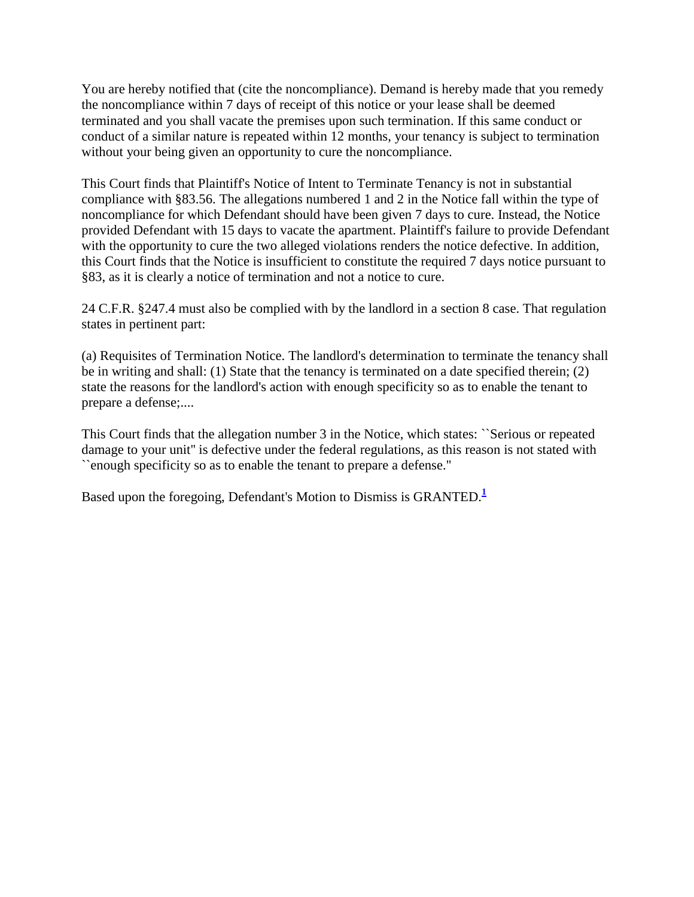You are hereby notified that (cite the noncompliance). Demand is hereby made that you remedy the noncompliance within 7 days of receipt of this notice or your lease shall be deemed terminated and you shall vacate the premises upon such termination. If this same conduct or conduct of a similar nature is repeated within 12 months, your tenancy is subject to termination without your being given an opportunity to cure the noncompliance.

This Court finds that Plaintiff's Notice of Intent to Terminate Tenancy is not in substantial compliance with §83.56. The allegations numbered 1 and 2 in the Notice fall within the type of noncompliance for which Defendant should have been given 7 days to cure. Instead, the Notice provided Defendant with 15 days to vacate the apartment. Plaintiff's failure to provide Defendant with the opportunity to cure the two alleged violations renders the notice defective. In addition, this Court finds that the Notice is insufficient to constitute the required 7 days notice pursuant to §83, as it is clearly a notice of termination and not a notice to cure.

24 C.F.R. §247.4 must also be complied with by the landlord in a section 8 case. That regulation states in pertinent part:

(a) Requisites of Termination Notice. The landlord's determination to terminate the tenancy shall be in writing and shall: (1) State that the tenancy is terminated on a date specified therein; (2) state the reasons for the landlord's action with enough specificity so as to enable the tenant to prepare a defense;....

This Court finds that the allegation number 3 in the Notice, which states: ``Serious or repeated damage to your unit'' is defective under the federal regulations, as this reason is not stated with ``enough specificity so as to enable the tenant to prepare a defense.''

Based upon the foregoing, Defendant's Motion to Dismiss is GRANTED.[1]